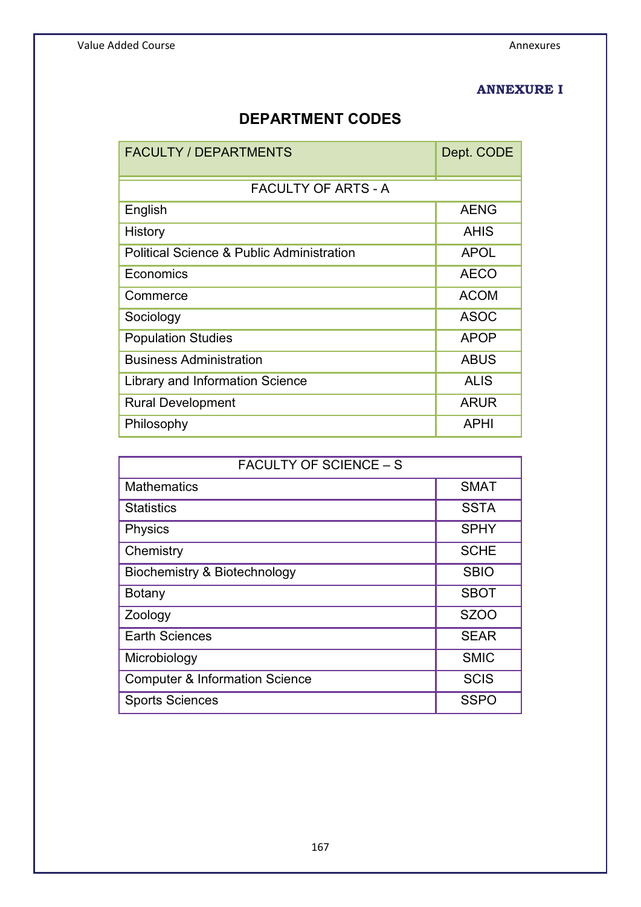**ANNEXURE I**

## DEPARTMENT CODES

| FACULTY / DEPARTMENTS | Dept. CODE |
|---|---|
| FACULTY OF ARTS - A | |
| English | AENG |
| History | AHIS |
| Political Science & Public Administration | APOL |
| Economics | AECO |
| Commerce | ACOM |
| Sociology | ASOC |
| Population Studies | APOP |
| Business Administration | ABUS |
| Library and Information Science | ALIS |
| Rural Development | ARUR |
| Philosophy | APHI |

| FACULTY OF SCIENCE – S | |
|---|---|
| Mathematics | SMAT |
| Statistics | SSTA |
| Physics | SPHY |
| Chemistry | SCHE |
| Biochemistry & Biotechnology | SBIO |
| Botany | SBOT |
| Zoology | SZOO |
| Earth Sciences | SEAR |
| Microbiology | SMIC |
| Computer & Information Science | SCIS |
| Sports Sciences | SSPO |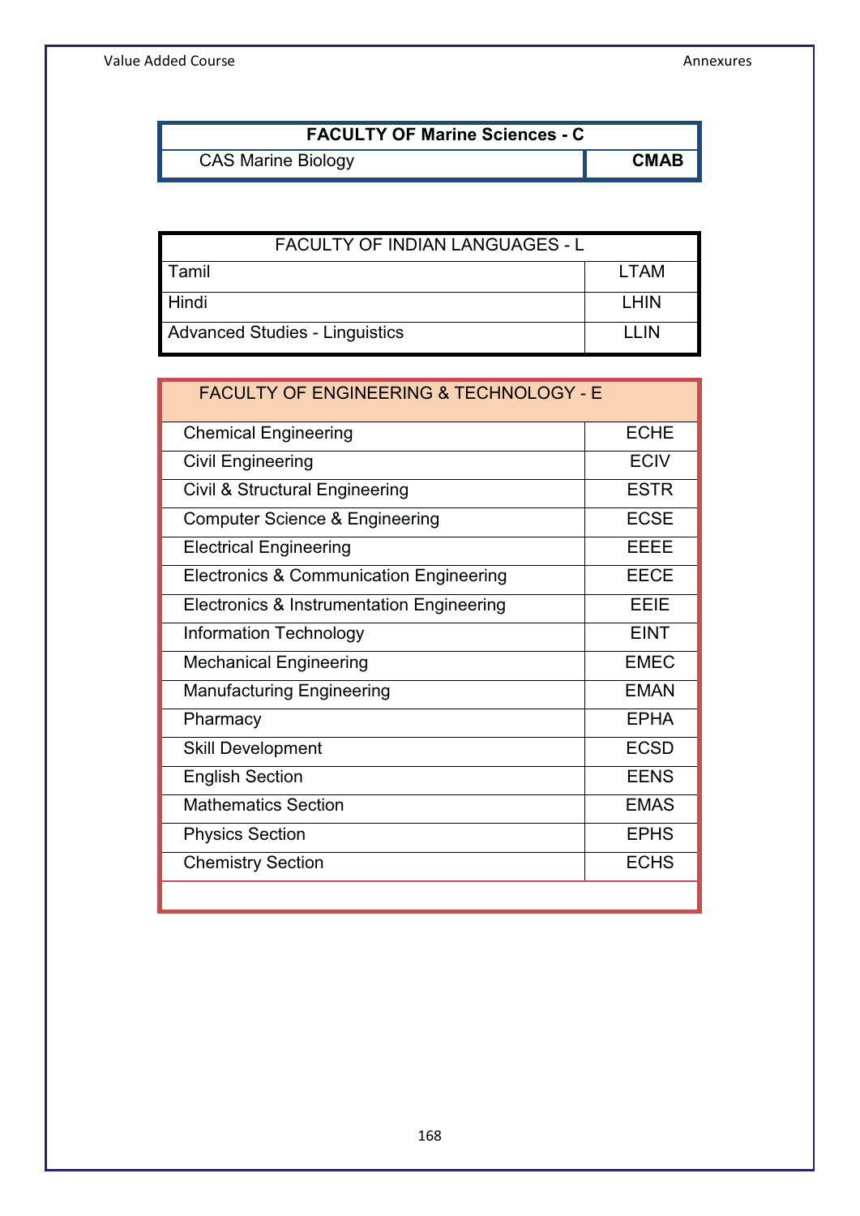| FACULTY OF Marine Sciences - C | |
|---|---|
| CAS Marine Biology | **CMAB** |

| FACULTY OF INDIAN LANGUAGES - L | |
|---|---|
| Tamil | LTAM |
| Hindi | LHIN |
| Advanced Studies - Linguistics | LLIN |

| FACULTY OF ENGINEERING & TECHNOLOGY - E | |
|---|---|
| Chemical Engineering | ECHE |
| Civil Engineering | ECIV |
| Civil & Structural Engineering | ESTR |
| Computer Science & Engineering | ECSE |
| Electrical Engineering | EEEE |
| Electronics & Communication Engineering | EECE |
| Electronics & Instrumentation Engineering | EEIE |
| Information Technology | EINT |
| Mechanical Engineering | EMEC |
| Manufacturing Engineering | EMAN |
| Pharmacy | EPHA |
| Skill Development | ECSD |
| English Section | EENS |
| Mathematics Section | EMAS |
| Physics Section | EPHS |
| Chemistry Section | ECHS |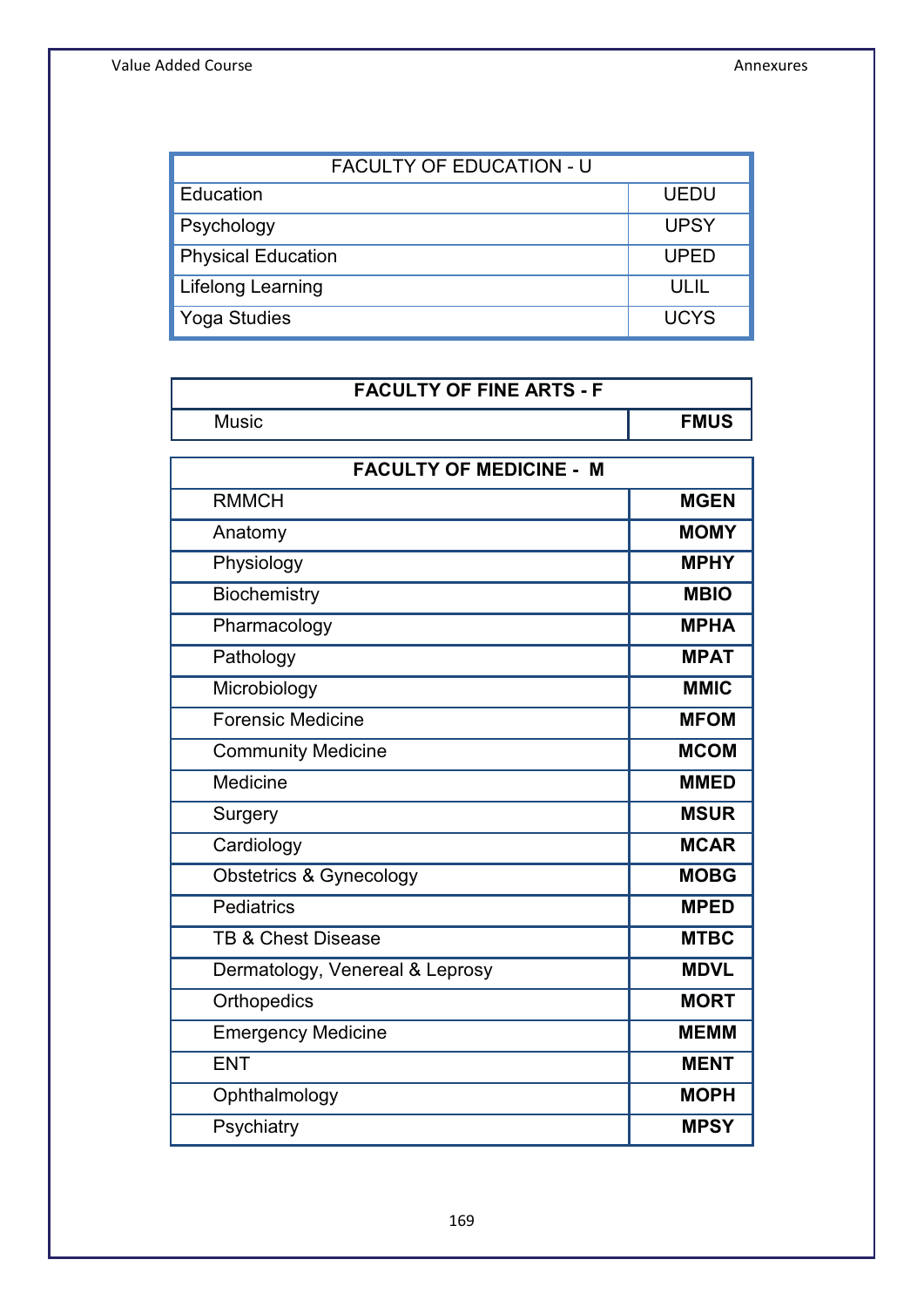| FACULTY OF EDUCATION - U | |
|---|---|
| Education | UEDU |
| Psychology | UPSY |
| Physical Education | UPED |
| Lifelong Learning | ULIL |
| Yoga Studies | UCYS |

| **FACULTY OF FINE ARTS - F** | |
|---|---|
| Music | **FMUS** |

| **FACULTY OF MEDICINE - M** | |
|---|---|
| RMMCH | **MGEN** |
| Anatomy | **MOMY** |
| Physiology | **MPHY** |
| Biochemistry | **MBIO** |
| Pharmacology | **MPHA** |
| Pathology | **MPAT** |
| Microbiology | **MMIC** |
| Forensic Medicine | **MFOM** |
| Community Medicine | **MCOM** |
| Medicine | **MMED** |
| Surgery | **MSUR** |
| Cardiology | **MCAR** |
| Obstetrics & Gynecology | **MOBG** |
| Pediatrics | **MPED** |
| TB & Chest Disease | **MTBC** |
| Dermatology, Venereal & Leprosy | **MDVL** |
| Orthopedics | **MORT** |
| Emergency Medicine | **MEMM** |
| ENT | **MENT** |
| Ophthalmology | **MOPH** |
| Psychiatry | **MPSY** |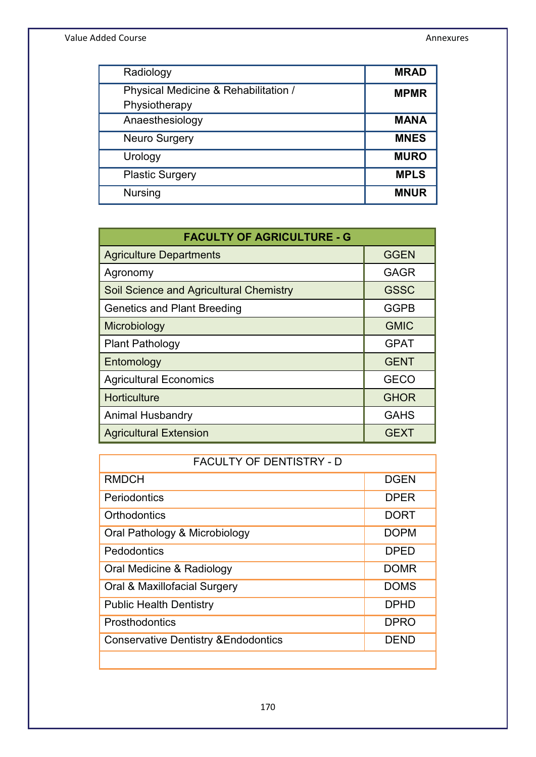| | |
|---|---|
| Radiology | **MRAD** |
| Physical Medicine & Rehabilitation / Physiotherapy | **MPMR** |
| Anaesthesiology | **MANA** |
| Neuro Surgery | **MNES** |
| Urology | **MURO** |
| Plastic Surgery | **MPLS** |
| Nursing | **MNUR** |

| **FACULTY OF AGRICULTURE - G** | |
|---|---|
| Agriculture Departments | GGEN |
| Agronomy | GAGR |
| Soil Science and Agricultural Chemistry | GSSC |
| Genetics and Plant Breeding | GGPB |
| Microbiology | GMIC |
| Plant Pathology | GPAT |
| Entomology | GENT |
| Agricultural Economics | GECO |
| Horticulture | GHOR |
| Animal Husbandry | GAHS |
| Agricultural Extension | GEXT |

| FACULTY OF DENTISTRY - D | |
|---|---|
| RMDCH | DGEN |
| Periodontics | DPER |
| Orthodontics | DORT |
| Oral Pathology & Microbiology | DOPM |
| Pedodontics | DPED |
| Oral Medicine & Radiology | DOMR |
| Oral & Maxillofacial Surgery | DOMS |
| Public Health Dentistry | DPHD |
| Prosthodontics | DPRO |
| Conservative Dentistry &Endodontics | DEND |
| | |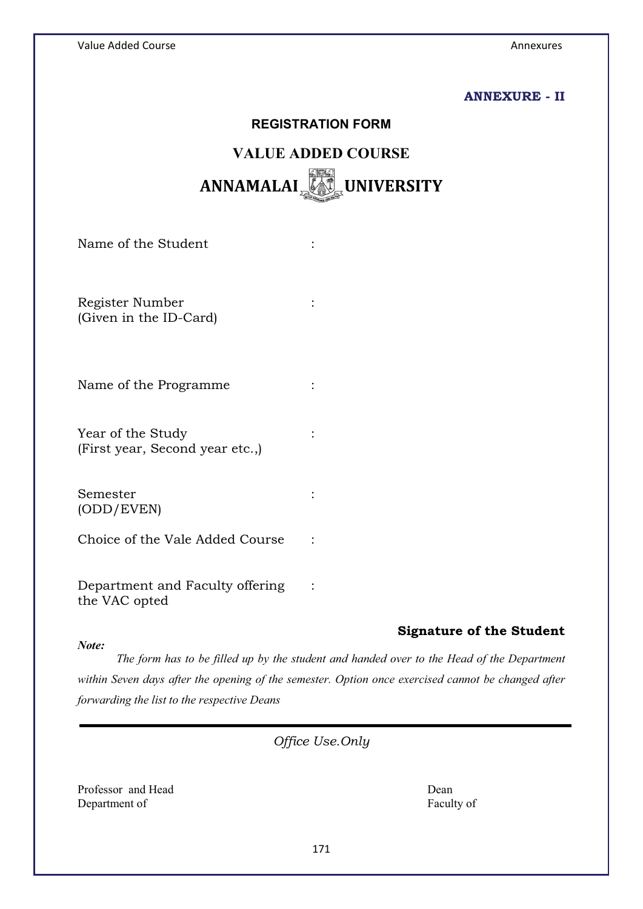**ANNEXURE - II**

## REGISTRATION FORM

## VALUE ADDED COURSE

# ANNAMALAI UNIVERSITY

Name of the Student :

Register Number :
(Given in the ID-Card)

Name of the Programme :

Year of the Study :
(First year, Second year etc.,)

Semester :
(ODD/EVEN)

Choice of the Vale Added Course :

Department and Faculty offering the VAC opted :

**Signature of the Student**

***Note:***

*The form has to be filled up by the student and handed over to the Head of the Department within Seven days after the opening of the semester. Option once exercised cannot be changed after forwarding the list to the respective Deans*

---

*Office Use.Only*

Professor and Head
Department of

Dean
Faculty of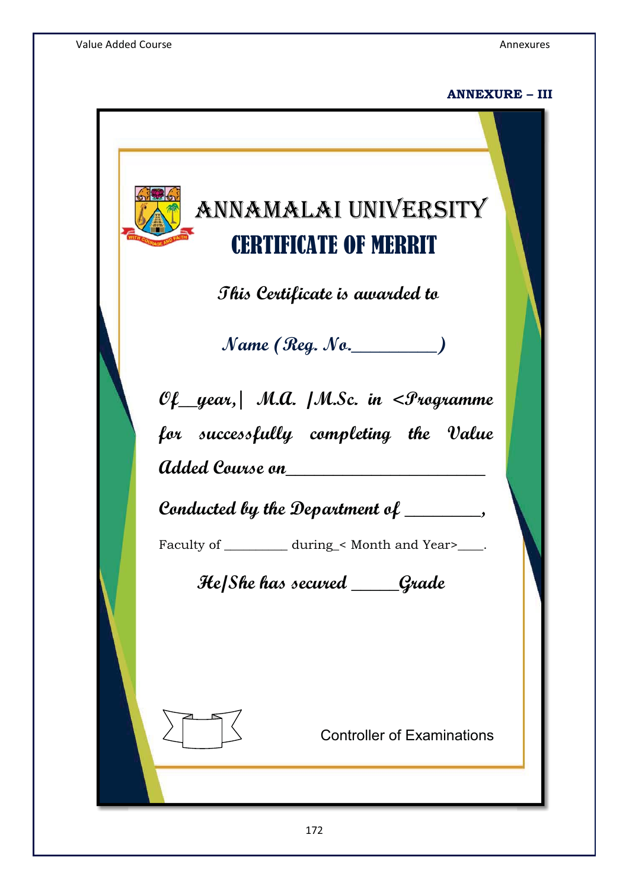**ANNEXURE – III**

# ANNAMALAI UNIVERSITY

## CERTIFICATE OF MERRIT

*This Certificate is awarded to*

*Name (Reg. No.__________)*

*Of__year,| M.A. |M.Sc. in <Programme for successfully completing the Value Added Course on________________________*

*Conducted by the Department of _________,*

Faculty of _________ during_< Month and Year>____.

*He/She has secured ______Grade*

Controller of Examinations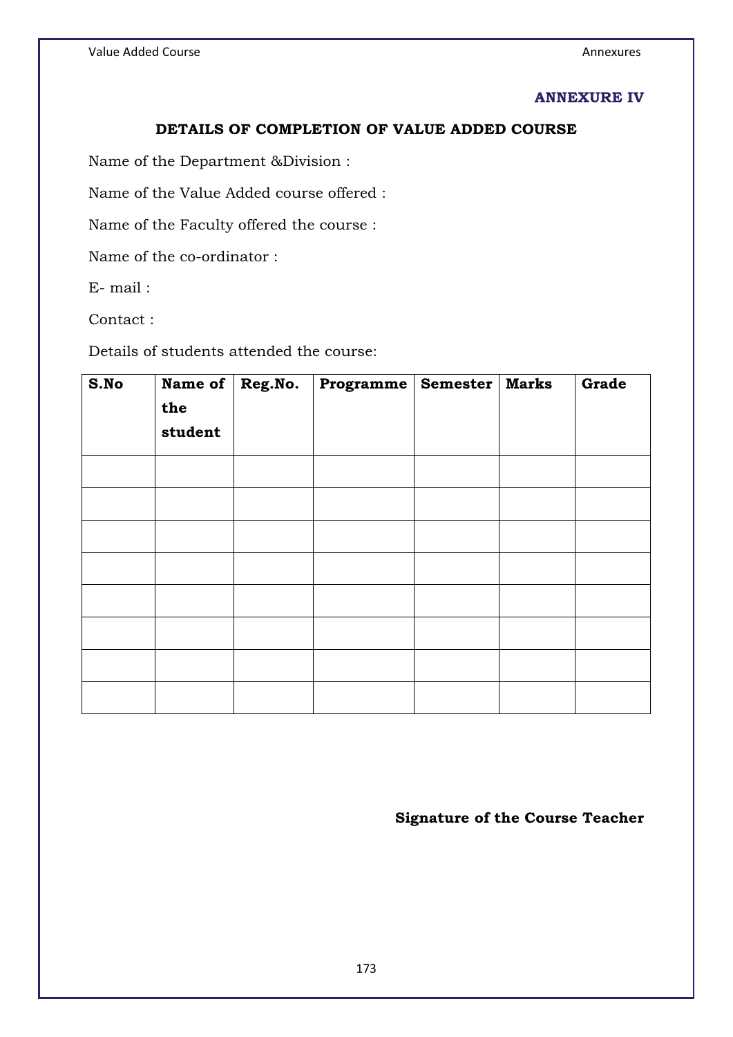**ANNEXURE IV**

## DETAILS OF COMPLETION OF VALUE ADDED COURSE

Name of the Department &Division :

Name of the Value Added course offered :

Name of the Faculty offered the course :

Name of the co-ordinator :

E- mail :

Contact :

Details of students attended the course:

| S.No | Name of the student | Reg.No. | Programme | Semester | Marks | Grade |
|---|---|---|---|---|---|---|
| | | | | | | |
| | | | | | | |
| | | | | | | |
| | | | | | | |
| | | | | | | |
| | | | | | | |
| | | | | | | |
| | | | | | | |

**Signature of the Course Teacher**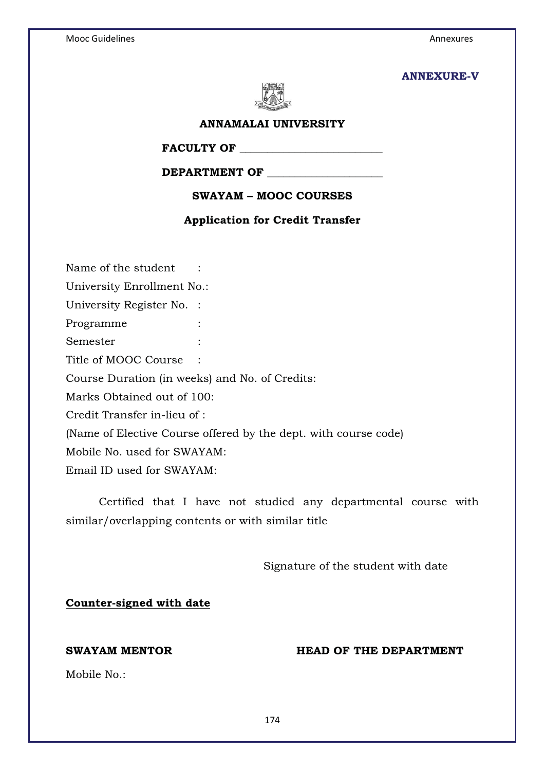**ANNEXURE-V**

**ANNAMALAI UNIVERSITY**

**FACULTY OF ___________________________**

**DEPARTMENT OF _____________________**

**SWAYAM – MOOC COURSES**

**Application for Credit Transfer**

Name of the student :

University Enrollment No.:

University Register No. :

Programme :

Semester :

Title of MOOC Course :

Course Duration (in weeks) and No. of Credits:

Marks Obtained out of 100:

Credit Transfer in-lieu of :

(Name of Elective Course offered by the dept. with course code)

Mobile No. used for SWAYAM:

Email ID used for SWAYAM:

Certified that I have not studied any departmental course with similar/overlapping contents or with similar title

Signature of the student with date

**Counter-signed with date**

**SWAYAM MENTOR**

Mobile No.:

**HEAD OF THE DEPARTMENT**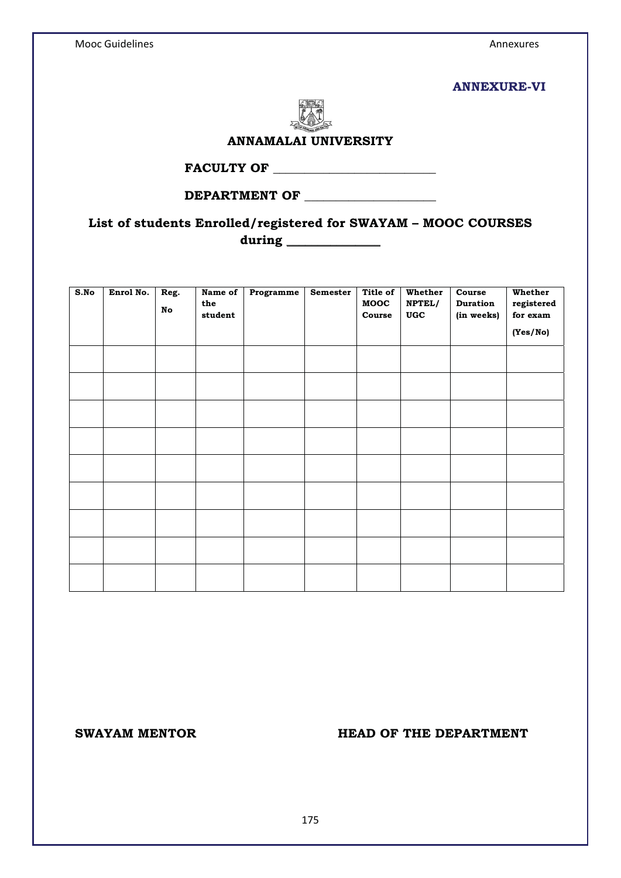**ANNEXURE-VI**

## ANNAMALAI UNIVERSITY

**FACULTY OF ___________________________**

**DEPARTMENT OF _____________________**

**List of students Enrolled/registered for SWAYAM – MOOC COURSES during ______________**

| S.No | Enrol No. | Reg. No | Name of the student | Programme | Semester | Title of MOOC Course | Whether NPTEL/ UGC | Course Duration (in weeks) | Whether registered for exam (Yes/No) |
|---|---|---|---|---|---|---|---|---|---|
| | | | | | | | | | |
| | | | | | | | | | |
| | | | | | | | | | |
| | | | | | | | | | |
| | | | | | | | | | |
| | | | | | | | | | |
| | | | | | | | | | |
| | | | | | | | | | |
| | | | | | | | | | |

**SWAYAM MENTOR** **HEAD OF THE DEPARTMENT**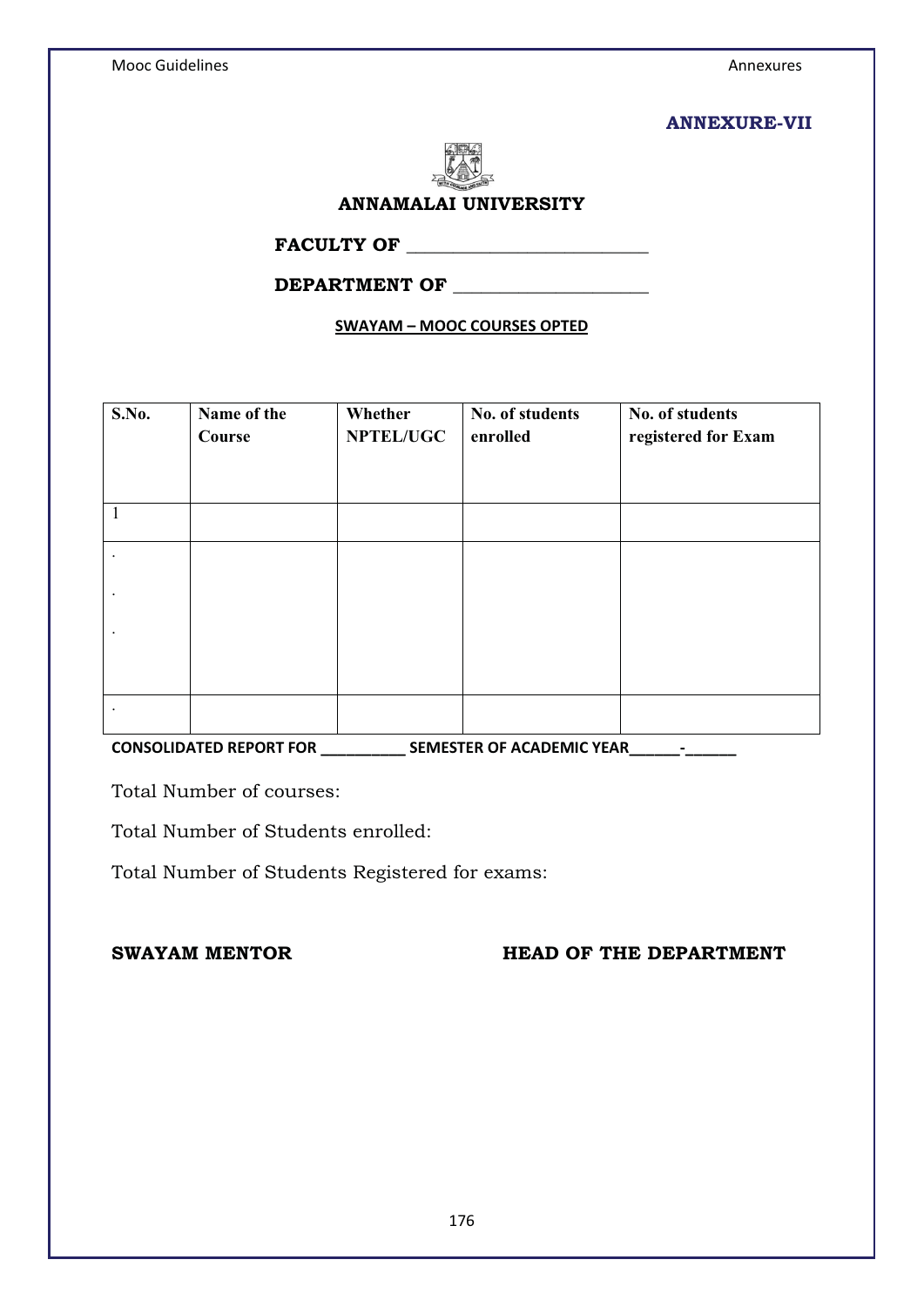**ANNEXURE-VII**

# ANNAMALAI UNIVERSITY

**FACTULTY OF ___________________________**

**DEPARTMENT OF _____________________**

**SWAYAM – MOOC COURSES OPTED**

| S.No. | Name of the Course | Whether NPTEL/UGC | No. of students enrolled | No. of students registered for Exam |
|---|---|---|---|---|
| 1 | | | | |
| .<br>.<br>. | | | | |
| . | | | | |

**CONSOLIDATED REPORT FOR __________ SEMESTER OF ACADEMIC YEAR______-______**

Total Number of courses:

Total Number of Students enrolled:

Total Number of Students Registered for exams:

**SWAYAM MENTOR** **HEAD OF THE DEPARTMENT**